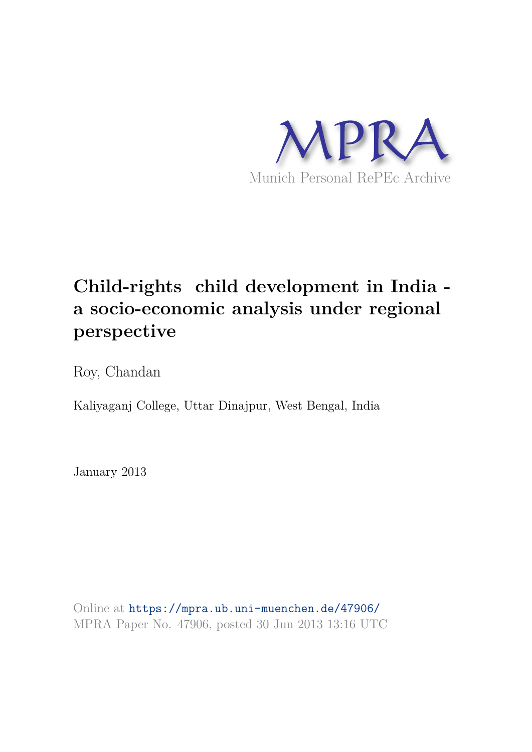MPRA

Munich Personal RePEc Archive

# Child-rights child development in India - a socio-economic analysis under regional perspective

Roy, Chandan

Kaliyaganj College, Uttar Dinajpur, West Bengal, India

January 2013

Online at https://mpra.ub.uni-muenchen.de/47906/
MPRA Paper No. 47906, posted 30 Jun 2013 13:16 UTC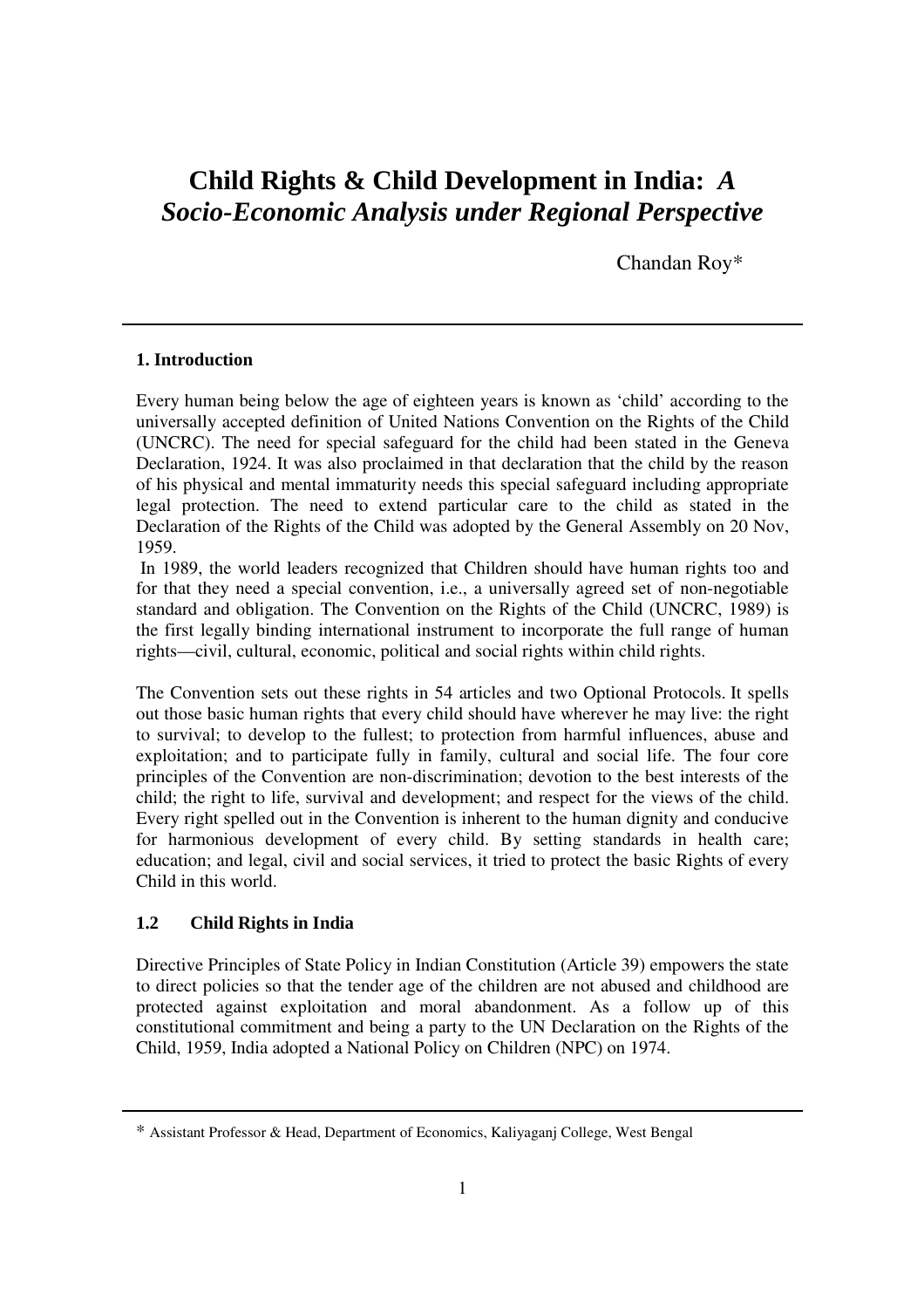# Child Rights & Child Development in India: *A Socio-Economic Analysis under Regional Perspective*

Chandan Roy*

## 1. Introduction

Every human being below the age of eighteen years is known as 'child' according to the universally accepted definition of United Nations Convention on the Rights of the Child (UNCRC). The need for special safeguard for the child had been stated in the Geneva Declaration, 1924. It was also proclaimed in that declaration that the child by the reason of his physical and mental immaturity needs this special safeguard including appropriate legal protection. The need to extend particular care to the child as stated in the Declaration of the Rights of the Child was adopted by the General Assembly on 20 Nov, 1959.

In 1989, the world leaders recognized that Children should have human rights too and for that they need a special convention, i.e., a universally agreed set of non-negotiable standard and obligation. The Convention on the Rights of the Child (UNCRC, 1989) is the first legally binding international instrument to incorporate the full range of human rights—civil, cultural, economic, political and social rights within child rights.

The Convention sets out these rights in 54 articles and two Optional Protocols. It spells out those basic human rights that every child should have wherever he may live: the right to survival; to develop to the fullest; to protection from harmful influences, abuse and exploitation; and to participate fully in family, cultural and social life. The four core principles of the Convention are non-discrimination; devotion to the best interests of the child; the right to life, survival and development; and respect for the views of the child. Every right spelled out in the Convention is inherent to the human dignity and conducive for harmonious development of every child. By setting standards in health care; education; and legal, civil and social services, it tried to protect the basic Rights of every Child in this world.

### 1.2 Child Rights in India

Directive Principles of State Policy in Indian Constitution (Article 39) empowers the state to direct policies so that the tender age of the children are not abused and childhood are protected against exploitation and moral abandonment. As a follow up of this constitutional commitment and being a party to the UN Declaration on the Rights of the Child, 1959, India adopted a National Policy on Children (NPC) on 1974.

---

\* Assistant Professor & Head, Department of Economics, Kaliyaganj College, West Bengal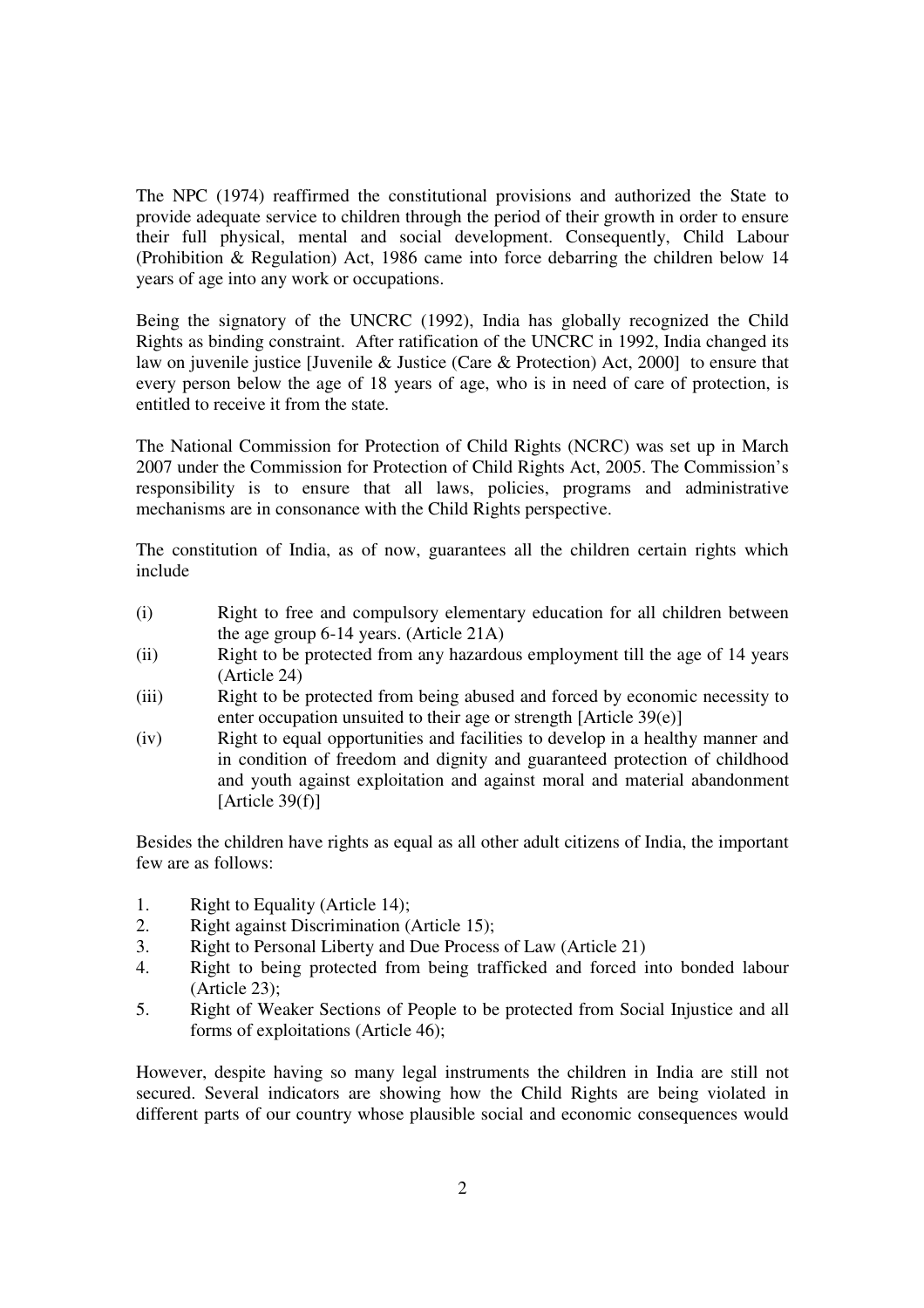The NPC (1974) reaffirmed the constitutional provisions and authorized the State to provide adequate service to children through the period of their growth in order to ensure their full physical, mental and social development. Consequently, Child Labour (Prohibition & Regulation) Act, 1986 came into force debarring the children below 14 years of age into any work or occupations.

Being the signatory of the UNCRC (1992), India has globally recognized the Child Rights as binding constraint. After ratification of the UNCRC in 1992, India changed its law on juvenile justice [Juvenile & Justice (Care & Protection) Act, 2000] to ensure that every person below the age of 18 years of age, who is in need of care of protection, is entitled to receive it from the state.

The National Commission for Protection of Child Rights (NCRC) was set up in March 2007 under the Commission for Protection of Child Rights Act, 2005. The Commission's responsibility is to ensure that all laws, policies, programs and administrative mechanisms are in consonance with the Child Rights perspective.

The constitution of India, as of now, guarantees all the children certain rights which include

(i) Right to free and compulsory elementary education for all children between the age group 6-14 years. (Article 21A)

(ii) Right to be protected from any hazardous employment till the age of 14 years (Article 24)

(iii) Right to be protected from being abused and forced by economic necessity to enter occupation unsuited to their age or strength [Article 39(e)]

(iv) Right to equal opportunities and facilities to develop in a healthy manner and in condition of freedom and dignity and guaranteed protection of childhood and youth against exploitation and against moral and material abandonment [Article 39(f)]

Besides the children have rights as equal as all other adult citizens of India, the important few are as follows:

1. Right to Equality (Article 14);
2. Right against Discrimination (Article 15);
3. Right to Personal Liberty and Due Process of Law (Article 21)
4. Right to being protected from being trafficked and forced into bonded labour (Article 23);
5. Right of Weaker Sections of People to be protected from Social Injustice and all forms of exploitations (Article 46);

However, despite having so many legal instruments the children in India are still not secured. Several indicators are showing how the Child Rights are being violated in different parts of our country whose plausible social and economic consequences would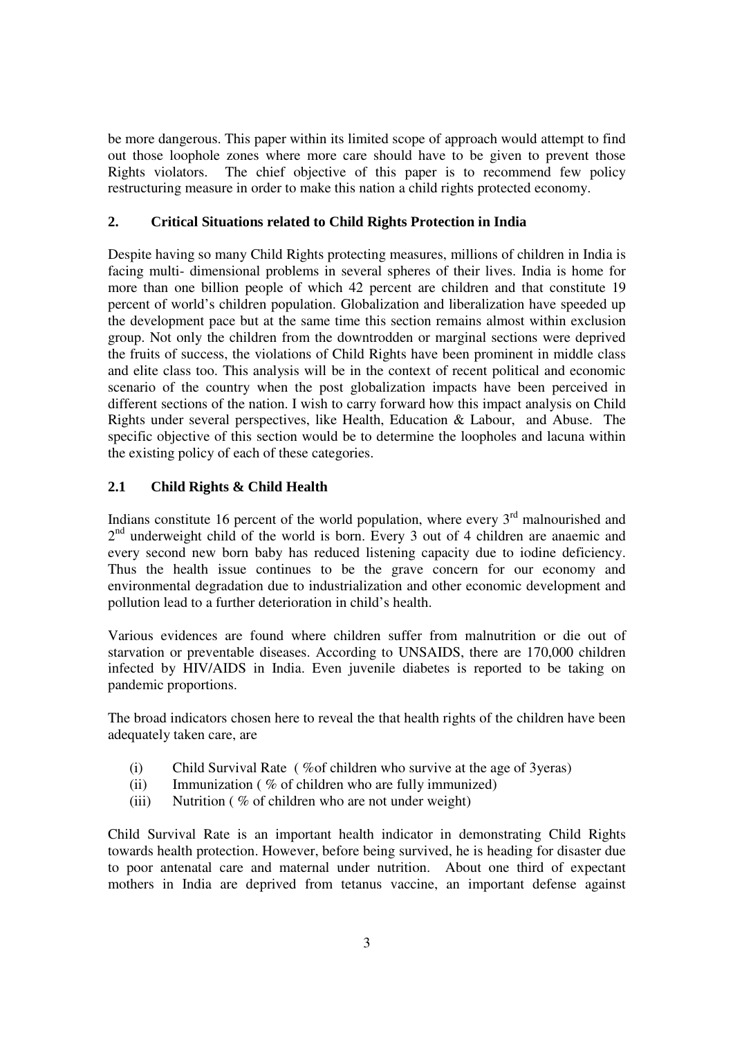be more dangerous. This paper within its limited scope of approach would attempt to find out those loophole zones where more care should have to be given to prevent those Rights violators. The chief objective of this paper is to recommend few policy restructuring measure in order to make this nation a child rights protected economy.

## 2. Critical Situations related to Child Rights Protection in India

Despite having so many Child Rights protecting measures, millions of children in India is facing multi- dimensional problems in several spheres of their lives. India is home for more than one billion people of which 42 percent are children and that constitute 19 percent of world's children population. Globalization and liberalization have speeded up the development pace but at the same time this section remains almost within exclusion group. Not only the children from the downtrodden or marginal sections were deprived the fruits of success, the violations of Child Rights have been prominent in middle class and elite class too. This analysis will be in the context of recent political and economic scenario of the country when the post globalization impacts have been perceived in different sections of the nation. I wish to carry forward how this impact analysis on Child Rights under several perspectives, like Health, Education & Labour, and Abuse. The specific objective of this section would be to determine the loopholes and lacuna within the existing policy of each of these categories.

### 2.1 Child Rights & Child Health

Indians constitute 16 percent of the world population, where every 3rd malnourished and 2nd underweight child of the world is born. Every 3 out of 4 children are anaemic and every second new born baby has reduced listening capacity due to iodine deficiency. Thus the health issue continues to be the grave concern for our economy and environmental degradation due to industrialization and other economic development and pollution lead to a further deterioration in child's health.

Various evidences are found where children suffer from malnutrition or die out of starvation or preventable diseases. According to UNSAIDS, there are 170,000 children infected by HIV/AIDS in India. Even juvenile diabetes is reported to be taking on pandemic proportions.

The broad indicators chosen here to reveal the that health rights of the children have been adequately taken care, are

(i) Child Survival Rate ( %of children who survive at the age of 3yeras)
(ii) Immunization ( % of children who are fully immunized)
(iii) Nutrition ( % of children who are not under weight)

Child Survival Rate is an important health indicator in demonstrating Child Rights towards health protection. However, before being survived, he is heading for disaster due to poor antenatal care and maternal under nutrition. About one third of expectant mothers in India are deprived from tetanus vaccine, an important defense against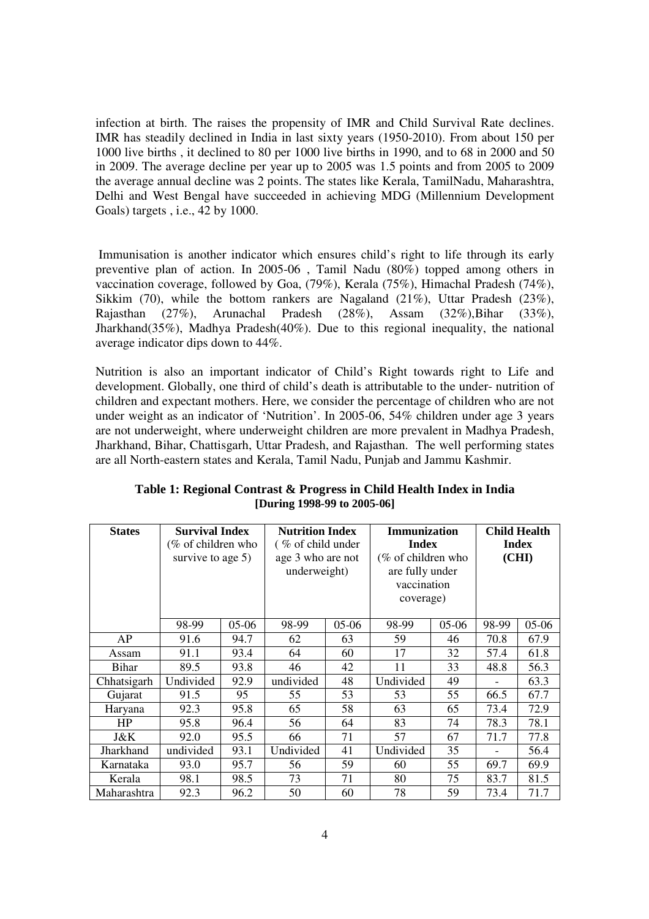infection at birth. The raises the propensity of IMR and Child Survival Rate declines. IMR has steadily declined in India in last sixty years (1950-2010). From about 150 per 1000 live births , it declined to 80 per 1000 live births in 1990, and to 68 in 2000 and 50 in 2009. The average decline per year up to 2005 was 1.5 points and from 2005 to 2009 the average annual decline was 2 points. The states like Kerala, TamilNadu, Maharashtra, Delhi and West Bengal have succeeded in achieving MDG (Millennium Development Goals) targets , i.e., 42 by 1000.

Immunisation is another indicator which ensures child's right to life through its early preventive plan of action. In 2005-06 , Tamil Nadu (80%) topped among others in vaccination coverage, followed by Goa, (79%), Kerala (75%), Himachal Pradesh (74%), Sikkim (70), while the bottom rankers are Nagaland (21%), Uttar Pradesh (23%), Rajasthan (27%), Arunachal Pradesh (28%), Assam (32%),Bihar (33%), Jharkhand(35%), Madhya Pradesh(40%). Due to this regional inequality, the national average indicator dips down to 44%.

Nutrition is also an important indicator of Child's Right towards right to Life and development. Globally, one third of child's death is attributable to the under- nutrition of children and expectant mothers. Here, we consider the percentage of children who are not under weight as an indicator of 'Nutrition'. In 2005-06, 54% children under age 3 years are not underweight, where underweight children are more prevalent in Madhya Pradesh, Jharkhand, Bihar, Chattisgarh, Uttar Pradesh, and Rajasthan. The well performing states are all North-eastern states and Kerala, Tamil Nadu, Punjab and Jammu Kashmir.

**Table 1: Regional Contrast & Progress in Child Health Index in India [During 1998-99 to 2005-06]**

| States | Survival Index (% of children who survive to age 5) | | Nutrition Index ( % of child under age 3 who are not underweight) | | Immunization Index (% of children who are fully under vaccination coverage) | | Child Health Index (CHI) | |
|---|---|---|---|---|---|---|---|---|
| | 98-99 | 05-06 | 98-99 | 05-06 | 98-99 | 05-06 | 98-99 | 05-06 |
| AP | 91.6 | 94.7 | 62 | 63 | 59 | 46 | 70.8 | 67.9 |
| Assam | 91.1 | 93.4 | 64 | 60 | 17 | 32 | 57.4 | 61.8 |
| Bihar | 89.5 | 93.8 | 46 | 42 | 11 | 33 | 48.8 | 56.3 |
| Chhatsigarh | Undivided | 92.9 | undivided | 48 | Undivided | 49 | - | 63.3 |
| Gujarat | 91.5 | 95 | 55 | 53 | 53 | 55 | 66.5 | 67.7 |
| Haryana | 92.3 | 95.8 | 65 | 58 | 63 | 65 | 73.4 | 72.9 |
| HP | 95.8 | 96.4 | 56 | 64 | 83 | 74 | 78.3 | 78.1 |
| J&K | 92.0 | 95.5 | 66 | 71 | 57 | 67 | 71.7 | 77.8 |
| Jharkhand | undivided | 93.1 | Undivided | 41 | Undivided | 35 | - | 56.4 |
| Karnataka | 93.0 | 95.7 | 56 | 59 | 60 | 55 | 69.7 | 69.9 |
| Kerala | 98.1 | 98.5 | 73 | 71 | 80 | 75 | 83.7 | 81.5 |
| Maharashtra | 92.3 | 96.2 | 50 | 60 | 78 | 59 | 73.4 | 71.7 |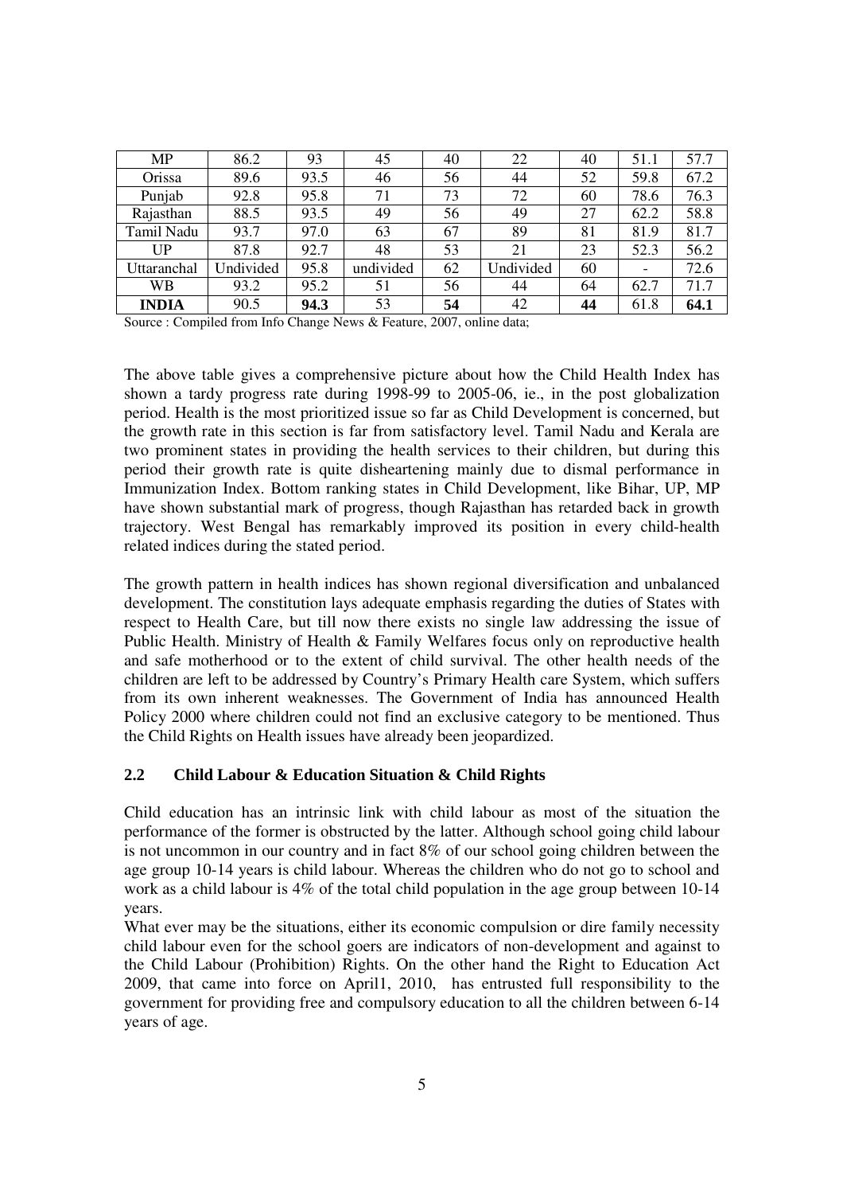| MP | 86.2 | 93 | 45 | 40 | 22 | 40 | 51.1 | 57.7 |
|---|---|---|---|---|---|---|---|---|
| Orissa | 89.6 | 93.5 | 46 | 56 | 44 | 52 | 59.8 | 67.2 |
| Punjab | 92.8 | 95.8 | 71 | 73 | 72 | 60 | 78.6 | 76.3 |
| Rajasthan | 88.5 | 93.5 | 49 | 56 | 49 | 27 | 62.2 | 58.8 |
| Tamil Nadu | 93.7 | 97.0 | 63 | 67 | 89 | 81 | 81.9 | 81.7 |
| UP | 87.8 | 92.7 | 48 | 53 | 21 | 23 | 52.3 | 56.2 |
| Uttaranchal | Undivided | 95.8 | undivided | 62 | Undivided | 60 | - | 72.6 |
| WB | 93.2 | 95.2 | 51 | 56 | 44 | 64 | 62.7 | 71.7 |
| **INDIA** | 90.5 | **94.3** | 53 | **54** | 42 | **44** | 61.8 | **64.1** |

Source : Compiled from Info Change News & Feature, 2007, online data;

The above table gives a comprehensive picture about how the Child Health Index has shown a tardy progress rate during 1998-99 to 2005-06, ie., in the post globalization period. Health is the most prioritized issue so far as Child Development is concerned, but the growth rate in this section is far from satisfactory level. Tamil Nadu and Kerala are two prominent states in providing the health services to their children, but during this period their growth rate is quite disheartening mainly due to dismal performance in Immunization Index. Bottom ranking states in Child Development, like Bihar, UP, MP have shown substantial mark of progress, though Rajasthan has retarded back in growth trajectory. West Bengal has remarkably improved its position in every child-health related indices during the stated period.

The growth pattern in health indices has shown regional diversification and unbalanced development. The constitution lays adequate emphasis regarding the duties of States with respect to Health Care, but till now there exists no single law addressing the issue of Public Health. Ministry of Health & Family Welfares focus only on reproductive health and safe motherhood or to the extent of child survival. The other health needs of the children are left to be addressed by Country's Primary Health care System, which suffers from its own inherent weaknesses. The Government of India has announced Health Policy 2000 where children could not find an exclusive category to be mentioned. Thus the Child Rights on Health issues have already been jeopardized.

### 2.2 Child Labour & Education Situation & Child Rights

Child education has an intrinsic link with child labour as most of the situation the performance of the former is obstructed by the latter. Although school going child labour is not uncommon in our country and in fact 8% of our school going children between the age group 10-14 years is child labour. Whereas the children who do not go to school and work as a child labour is 4% of the total child population in the age group between 10-14 years.

What ever may be the situations, either its economic compulsion or dire family necessity child labour even for the school goers are indicators of non-development and against to the Child Labour (Prohibition) Rights. On the other hand the Right to Education Act 2009, that came into force on April1, 2010, has entrusted full responsibility to the government for providing free and compulsory education to all the children between 6-14 years of age.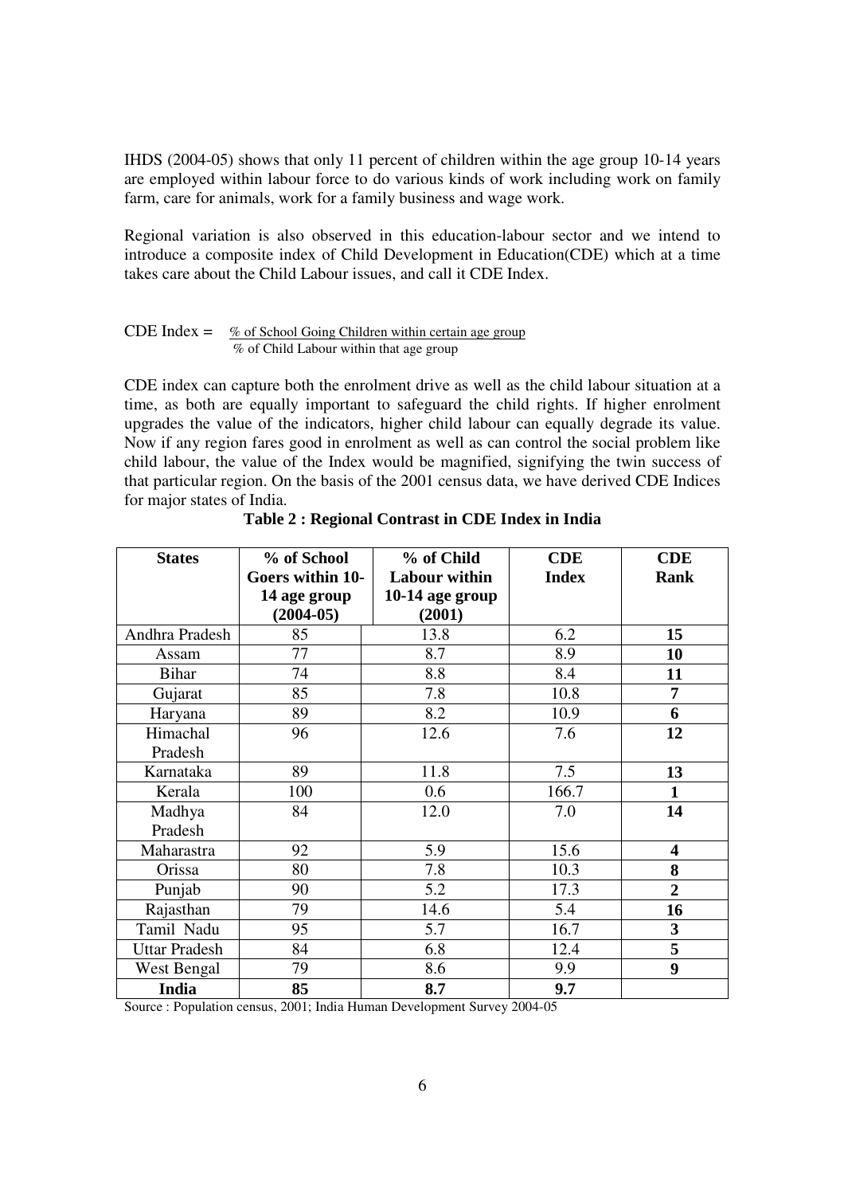IHDS (2004-05) shows that only 11 percent of children within the age group 10-14 years are employed within labour force to do various kinds of work including work on family farm, care for animals, work for a family business and wage work.

Regional variation is also observed in this education-labour sector and we intend to introduce a composite index of Child Development in Education(CDE) which at a time takes care about the Child Labour issues, and call it CDE Index.

$$\text{CDE Index} = \frac{\text{\% of School Going Children within certain age group}}{\text{\% of Child Labour within that age group}}$$

CDE index can capture both the enrolment drive as well as the child labour situation at a time, as both are equally important to safeguard the child rights. If higher enrolment upgrades the value of the indicators, higher child labour can equally degrade its value. Now if any region fares good in enrolment as well as can control the social problem like child labour, the value of the Index would be magnified, signifying the twin success of that particular region. On the basis of the 2001 census data, we have derived CDE Indices for major states of India.

**Table 2 : Regional Contrast in CDE Index in India**

| States | % of School Goers within 10-14 age group (2004-05) | % of Child Labour within 10-14 age group (2001) | CDE Index | CDE Rank |
|---|---|---|---|---|
| Andhra Pradesh | 85 | 13.8 | 6.2 | **15** |
| Assam | 77 | 8.7 | 8.9 | **10** |
| Bihar | 74 | 8.8 | 8.4 | **11** |
| Gujarat | 85 | 7.8 | 10.8 | **7** |
| Haryana | 89 | 8.2 | 10.9 | **6** |
| Himachal Pradesh | 96 | 12.6 | 7.6 | **12** |
| Karnataka | 89 | 11.8 | 7.5 | **13** |
| Kerala | 100 | 0.6 | 166.7 | **1** |
| Madhya Pradesh | 84 | 12.0 | 7.0 | **14** |
| Maharastra | 92 | 5.9 | 15.6 | **4** |
| Orissa | 80 | 7.8 | 10.3 | **8** |
| Punjab | 90 | 5.2 | 17.3 | **2** |
| Rajasthan | 79 | 14.6 | 5.4 | **16** |
| Tamil Nadu | 95 | 5.7 | 16.7 | **3** |
| Uttar Pradesh | 84 | 6.8 | 12.4 | **5** |
| West Bengal | 79 | 8.6 | 9.9 | **9** |
| **India** | **85** | **8.7** | **9.7** | |

Source : Population census, 2001; India Human Development Survey 2004-05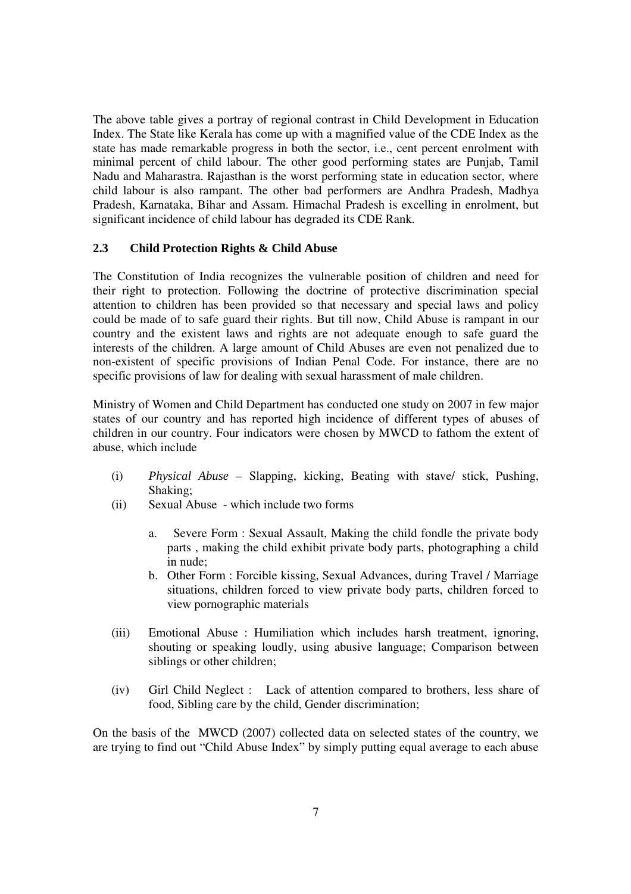The above table gives a portray of regional contrast in Child Development in Education Index. The State like Kerala has come up with a magnified value of the CDE Index as the state has made remarkable progress in both the sector, i.e., cent percent enrolment with minimal percent of child labour. The other good performing states are Punjab, Tamil Nadu and Maharastra. Rajasthan is the worst performing state in education sector, where child labour is also rampant. The other bad performers are Andhra Pradesh, Madhya Pradesh, Karnataka, Bihar and Assam. Himachal Pradesh is excelling in enrolment, but significant incidence of child labour has degraded its CDE Rank.

### 2.3 Child Protection Rights & Child Abuse

The Constitution of India recognizes the vulnerable position of children and need for their right to protection. Following the doctrine of protective discrimination special attention to children has been provided so that necessary and special laws and policy could be made of to safe guard their rights. But till now, Child Abuse is rampant in our country and the existent laws and rights are not adequate enough to safe guard the interests of the children. A large amount of Child Abuses are even not penalized due to non-existent of specific provisions of Indian Penal Code. For instance, there are no specific provisions of law for dealing with sexual harassment of male children.

Ministry of Women and Child Department has conducted one study on 2007 in few major states of our country and has reported high incidence of different types of abuses of children in our country. Four indicators were chosen by MWCD to fathom the extent of abuse, which include

(i) *Physical Abuse* – Slapping, kicking, Beating with stave/ stick, Pushing, Shaking;

(ii) Sexual Abuse - which include two forms

   a. Severe Form : Sexual Assault, Making the child fondle the private body parts , making the child exhibit private body parts, photographing a child in nude;

   b. Other Form : Forcible kissing, Sexual Advances, during Travel / Marriage situations, children forced to view private body parts, children forced to view pornographic materials

(iii) Emotional Abuse : Humiliation which includes harsh treatment, ignoring, shouting or speaking loudly, using abusive language; Comparison between siblings or other children;

(iv) Girl Child Neglect : Lack of attention compared to brothers, less share of food, Sibling care by the child, Gender discrimination;

On the basis of the MWCD (2007) collected data on selected states of the country, we are trying to find out "Child Abuse Index" by simply putting equal average to each abuse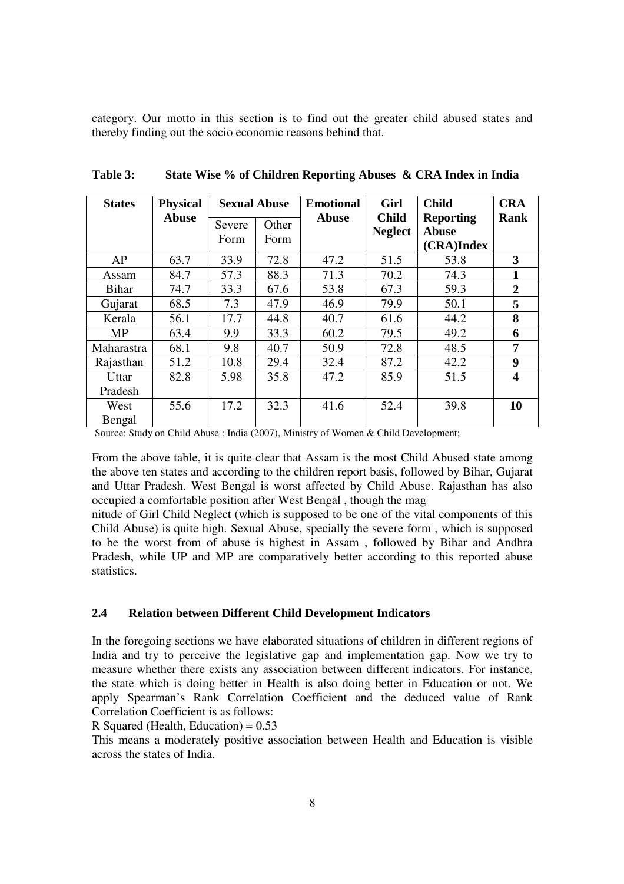category. Our motto in this section is to find out the greater child abused states and thereby finding out the socio economic reasons behind that.

**Table 3: State Wise % of Children Reporting Abuses & CRA Index in India**

| States | Physical Abuse | Sexual Abuse | | Emotional Abuse | Girl Child Neglect | Child Reporting Abuse (CRA)Index | CRA Rank |
|---|---|---|---|---|---|---|---|
| | | Severe Form | Other Form | | | | |
| AP | 63.7 | 33.9 | 72.8 | 47.2 | 51.5 | 53.8 | **3** |
| Assam | 84.7 | 57.3 | 88.3 | 71.3 | 70.2 | 74.3 | **1** |
| Bihar | 74.7 | 33.3 | 67.6 | 53.8 | 67.3 | 59.3 | **2** |
| Gujarat | 68.5 | 7.3 | 47.9 | 46.9 | 79.9 | 50.1 | **5** |
| Kerala | 56.1 | 17.7 | 44.8 | 40.7 | 61.6 | 44.2 | **8** |
| MP | 63.4 | 9.9 | 33.3 | 60.2 | 79.5 | 49.2 | **6** |
| Maharastra | 68.1 | 9.8 | 40.7 | 50.9 | 72.8 | 48.5 | **7** |
| Rajasthan | 51.2 | 10.8 | 29.4 | 32.4 | 87.2 | 42.2 | **9** |
| Uttar Pradesh | 82.8 | 5.98 | 35.8 | 47.2 | 85.9 | 51.5 | **4** |
| West Bengal | 55.6 | 17.2 | 32.3 | 41.6 | 52.4 | 39.8 | **10** |

Source: Study on Child Abuse : India (2007), Ministry of Women & Child Development;

From the above table, it is quite clear that Assam is the most Child Abused state among the above ten states and according to the children report basis, followed by Bihar, Gujarat and Uttar Pradesh. West Bengal is worst affected by Child Abuse. Rajasthan has also occupied a comfortable position after West Bengal , though the magnitude of Girl Child Neglect (which is supposed to be one of the vital components of this Child Abuse) is quite high. Sexual Abuse, specially the severe form , which is supposed to be the worst from of abuse is highest in Assam , followed by Bihar and Andhra Pradesh, while UP and MP are comparatively better according to this reported abuse statistics.

### 2.4 Relation between Different Child Development Indicators

In the foregoing sections we have elaborated situations of children in different regions of India and try to perceive the legislative gap and implementation gap. Now we try to measure whether there exists any association between different indicators. For instance, the state which is doing better in Health is also doing better in Education or not. We apply Spearman's Rank Correlation Coefficient and the deduced value of Rank Correlation Coefficient is as follows:

R Squared (Health, Education) = 0.53

This means a moderately positive association between Health and Education is visible across the states of India.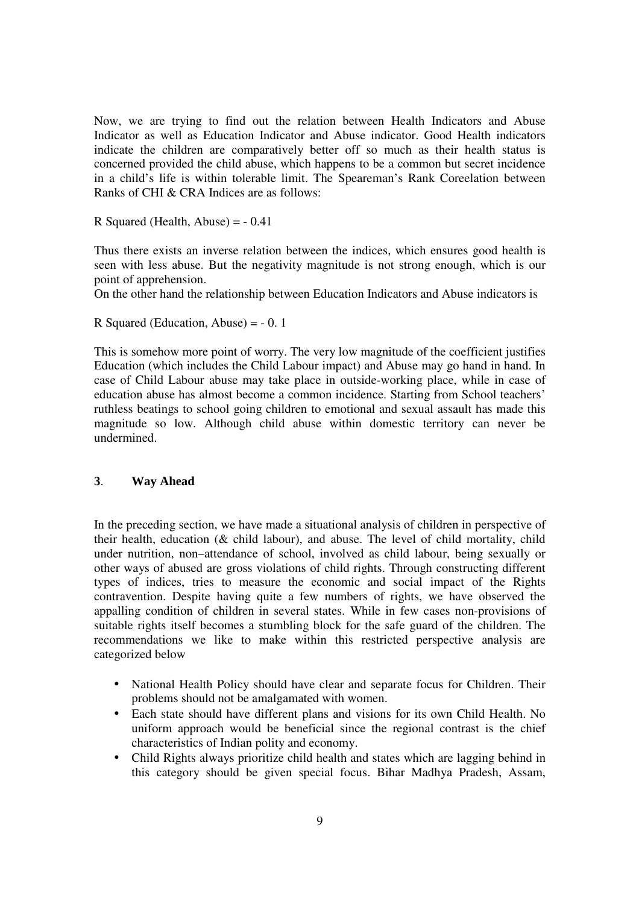Now, we are trying to find out the relation between Health Indicators and Abuse Indicator as well as Education Indicator and Abuse indicator. Good Health indicators indicate the children are comparatively better off so much as their health status is concerned provided the child abuse, which happens to be a common but secret incidence in a child's life is within tolerable limit. The Speareman's Rank Coreelation between Ranks of CHI & CRA Indices are as follows:

R Squared (Health, Abuse) = - 0.41

Thus there exists an inverse relation between the indices, which ensures good health is seen with less abuse. But the negativity magnitude is not strong enough, which is our point of apprehension.

On the other hand the relationship between Education Indicators and Abuse indicators is

R Squared (Education, Abuse) = - 0. 1

This is somehow more point of worry. The very low magnitude of the coefficient justifies Education (which includes the Child Labour impact) and Abuse may go hand in hand. In case of Child Labour abuse may take place in outside-working place, while in case of education abuse has almost become a common incidence. Starting from School teachers' ruthless beatings to school going children to emotional and sexual assault has made this magnitude so low. Although child abuse within domestic territory can never be undermined.

## **3**. **Way Ahead**

In the preceding section, we have made a situational analysis of children in perspective of their health, education (& child labour), and abuse. The level of child mortality, child under nutrition, non–attendance of school, involved as child labour, being sexually or other ways of abused are gross violations of child rights. Through constructing different types of indices, tries to measure the economic and social impact of the Rights contravention. Despite having quite a few numbers of rights, we have observed the appalling condition of children in several states. While in few cases non-provisions of suitable rights itself becomes a stumbling block for the safe guard of the children. The recommendations we like to make within this restricted perspective analysis are categorized below

- National Health Policy should have clear and separate focus for Children. Their problems should not be amalgamated with women.
- Each state should have different plans and visions for its own Child Health. No uniform approach would be beneficial since the regional contrast is the chief characteristics of Indian polity and economy.
- Child Rights always prioritize child health and states which are lagging behind in this category should be given special focus. Bihar Madhya Pradesh, Assam,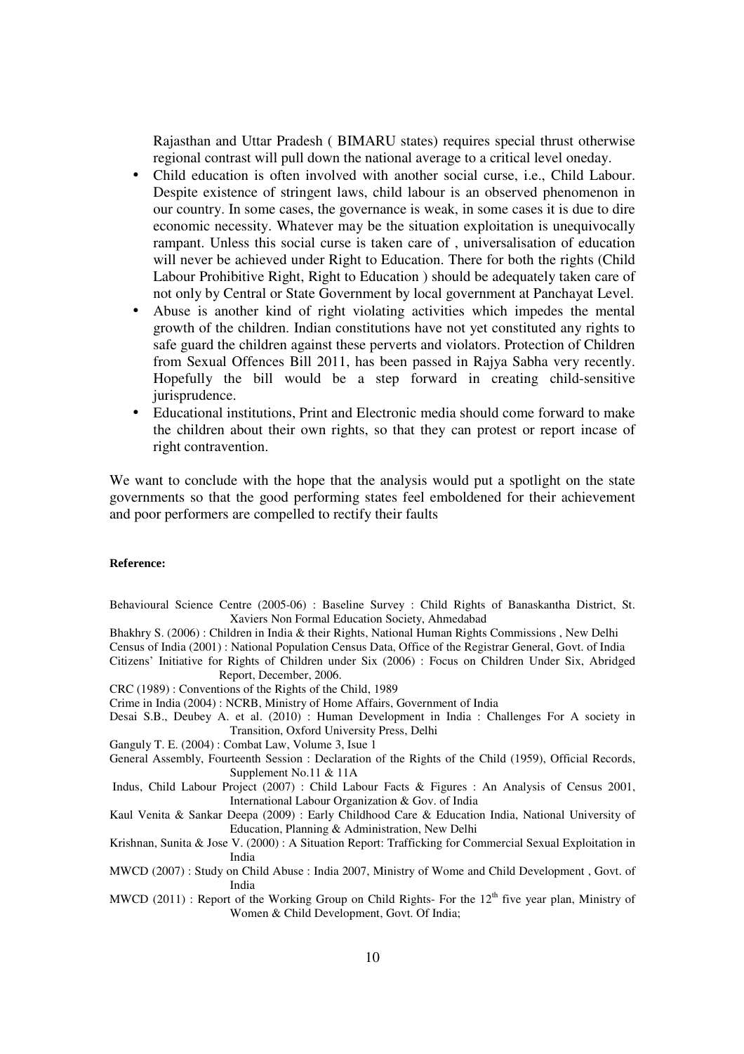Rajasthan and Uttar Pradesh ( BIMARU states) requires special thrust otherwise regional contrast will pull down the national average to a critical level oneday.

- Child education is often involved with another social curse, i.e., Child Labour. Despite existence of stringent laws, child labour is an observed phenomenon in our country. In some cases, the governance is weak, in some cases it is due to dire economic necessity. Whatever may be the situation exploitation is unequivocally rampant. Unless this social curse is taken care of , universalisation of education will never be achieved under Right to Education. There for both the rights (Child Labour Prohibitive Right, Right to Education ) should be adequately taken care of not only by Central or State Government by local government at Panchayat Level.
- Abuse is another kind of right violating activities which impedes the mental growth of the children. Indian constitutions have not yet constituted any rights to safe guard the children against these perverts and violators. Protection of Children from Sexual Offences Bill 2011, has been passed in Rajya Sabha very recently. Hopefully the bill would be a step forward in creating child-sensitive jurisprudence.
- Educational institutions, Print and Electronic media should come forward to make the children about their own rights, so that they can protest or report incase of right contravention.

We want to conclude with the hope that the analysis would put a spotlight on the state governments so that the good performing states feel emboldened for their achievement and poor performers are compelled to rectify their faults

**Reference:**

Behavioural Science Centre (2005-06) : Baseline Survey : Child Rights of Banaskantha District, St. Xaviers Non Formal Education Society, Ahmedabad

Bhakhry S. (2006) : Children in India & their Rights, National Human Rights Commissions , New Delhi

Census of India (2001) : National Population Census Data, Office of the Registrar General, Govt. of India

Citizens' Initiative for Rights of Children under Six (2006) : Focus on Children Under Six, Abridged Report, December, 2006.

CRC (1989) : Conventions of the Rights of the Child, 1989

Crime in India (2004) : NCRB, Ministry of Home Affairs, Government of India

Desai S.B., Deubey A. et al. (2010) : Human Development in India : Challenges For A society in Transition, Oxford University Press, Delhi

Ganguly T. E. (2004) : Combat Law, Volume 3, Isue 1

General Assembly, Fourteenth Session : Declaration of the Rights of the Child (1959), Official Records, Supplement No.11 & 11A

Indus, Child Labour Project (2007) : Child Labour Facts & Figures : An Analysis of Census 2001, International Labour Organization & Gov. of India

Kaul Venita & Sankar Deepa (2009) : Early Childhood Care & Education India, National University of Education, Planning & Administration, New Delhi

Krishnan, Sunita & Jose V. (2000) : A Situation Report: Trafficking for Commercial Sexual Exploitation in India

MWCD (2007) : Study on Child Abuse : India 2007, Ministry of Wome and Child Development , Govt. of India

MWCD (2011) : Report of the Working Group on Child Rights- For the 12th five year plan, Ministry of Women & Child Development, Govt. Of India;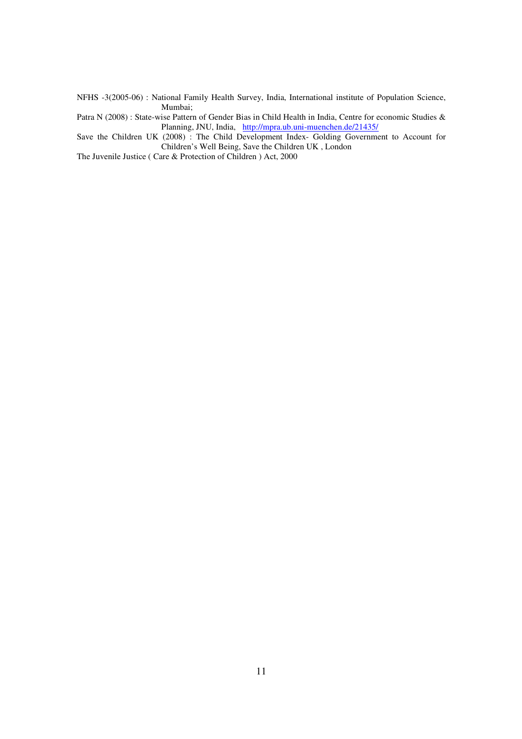NFHS -3(2005-06) : National Family Health Survey, India, International institute of Population Science, Mumbai;

Patra N (2008) : State-wise Pattern of Gender Bias in Child Health in India, Centre for economic Studies & Planning, JNU, India, http://mpra.ub.uni-muenchen.de/21435/

Save the Children UK (2008) : The Child Development Index- Golding Government to Account for Children's Well Being, Save the Children UK , London

The Juvenile Justice ( Care & Protection of Children ) Act, 2000